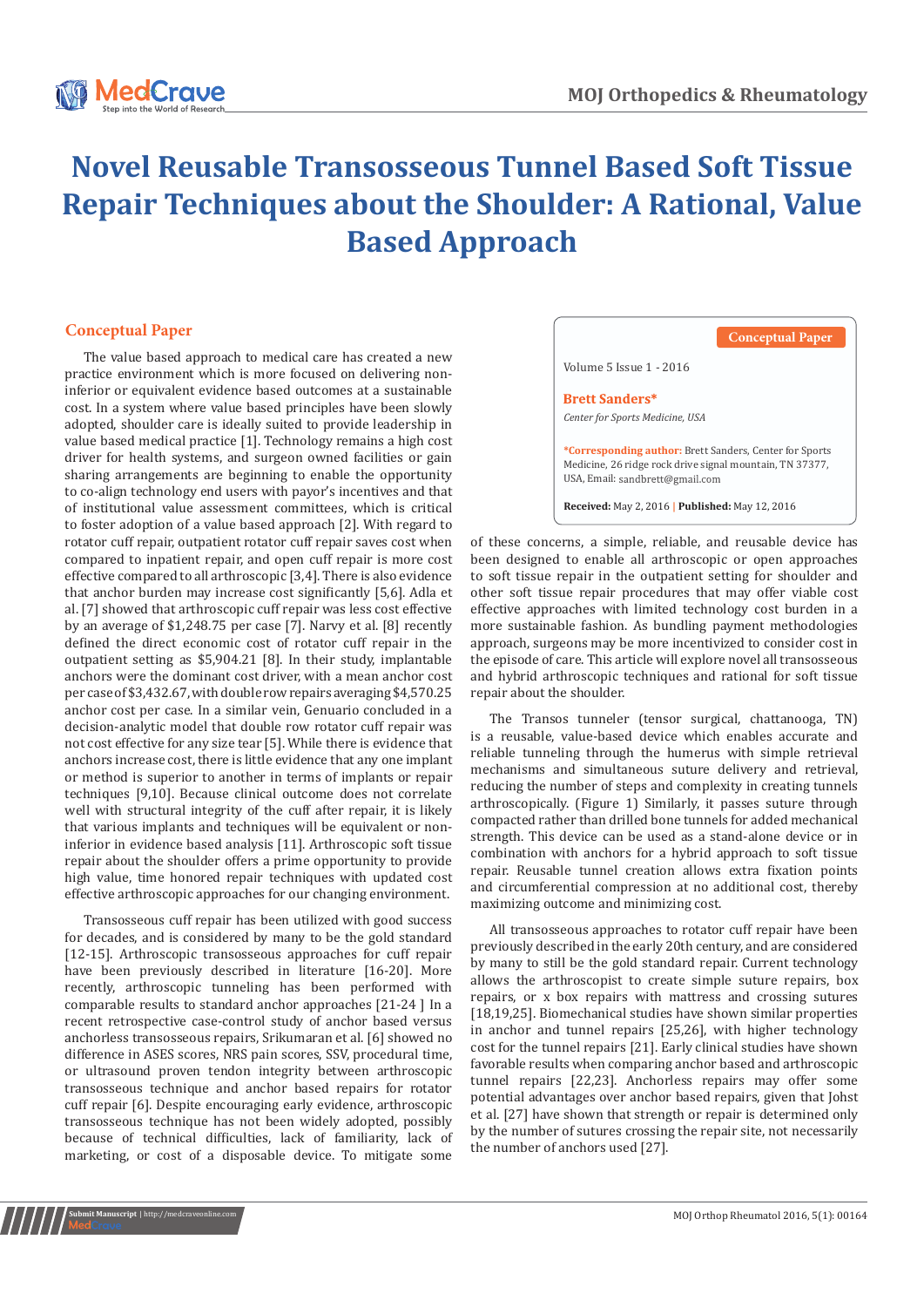# Novel Reusable Transosseous Tunnel Based Soft Tissue Repair Techniques about the Shoulder: A Rational, Value Based Approach

Conceptual Paper

Volume 5 Issue 1 - 2016

**Brett Sanders***

*Center for Sports Medicine, USA*

***Corresponding author:** Brett Sanders, Center for Sports Medicine, 26 ridge rock drive signal mountain, TN 37377, USA, Email: sandbrett@gmail.com

**Received:** May 2, 2016 | **Published:** May 12, 2016

## Conceptual Paper

The value based approach to medical care has created a new practice environment which is more focused on delivering non-inferior or equivalent evidence based outcomes at a sustainable cost. In a system where value based principles have been slowly adopted, shoulder care is ideally suited to provide leadership in value based medical practice [1]. Technology remains a high cost driver for health systems, and surgeon owned facilities or gain sharing arrangements are beginning to enable the opportunity to co-align technology end users with payor's incentives and that of institutional value assessment committees, which is critical to foster adoption of a value based approach [2]. With regard to rotator cuff repair, outpatient rotator cuff repair saves cost when compared to inpatient repair, and open cuff repair is more cost effective compared to all arthroscopic [3,4]. There is also evidence that anchor burden may increase cost significantly [5,6]. Adla et al. [7] showed that arthroscopic cuff repair was less cost effective by an average of $1,248.75 per case [7]. Narvy et al. [8] recently defined the direct economic cost of rotator cuff repair in the outpatient setting as $5,904.21 [8]. In their study, implantable anchors were the dominant cost driver, with a mean anchor cost per case of $3,432.67, with double row repairs averaging $4,570.25 anchor cost per case. In a similar vein, Genuario concluded in a decision-analytic model that double row rotator cuff repair was not cost effective for any size tear [5]. While there is evidence that anchors increase cost, there is little evidence that any one implant or method is superior to another in terms of implants or repair techniques [9,10]. Because clinical outcome does not correlate well with structural integrity of the cuff after repair, it is likely that various implants and techniques will be equivalent or non-inferior in evidence based analysis [11]. Arthroscopic soft tissue repair about the shoulder offers a prime opportunity to provide high value, time honored repair techniques with updated cost effective arthroscopic approaches for our changing environment.

Transosseous cuff repair has been utilized with good success for decades, and is considered by many to be the gold standard [12-15]. Arthroscopic transosseous approaches for cuff repair have been previously described in literature [16-20]. More recently, arthroscopic tunneling has been performed with comparable results to standard anchor approaches [21-24 ] In a recent retrospective case-control study of anchor based versus anchorless transosseous repairs, Srikumaran et al. [6] showed no difference in ASES scores, NRS pain scores, SSV, procedural time, or ultrasound proven tendon integrity between arthroscopic transosseous technique and anchor based repairs for rotator cuff repair [6]. Despite encouraging early evidence, arthroscopic transosseous technique has not been widely adopted, possibly because of technical difficulties, lack of familiarity, lack of marketing, or cost of a disposable device. To mitigate some of these concerns, a simple, reliable, and reusable device has been designed to enable all arthroscopic or open approaches to soft tissue repair in the outpatient setting for shoulder and other soft tissue repair procedures that may offer viable cost effective approaches with limited technology cost burden in a more sustainable fashion. As bundling payment methodologies approach, surgeons may be more incentivized to consider cost in the episode of care. This article will explore novel all transosseous and hybrid arthroscopic techniques and rational for soft tissue repair about the shoulder.

The Transos tunneler (tensor surgical, chattanooga, TN) is a reusable, value-based device which enables accurate and reliable tunneling through the humerus with simple retrieval mechanisms and simultaneous suture delivery and retrieval, reducing the number of steps and complexity in creating tunnels arthroscopically. (Figure 1) Similarly, it passes suture through compacted rather than drilled bone tunnels for added mechanical strength. This device can be used as a stand-alone device or in combination with anchors for a hybrid approach to soft tissue repair. Reusable tunnel creation allows extra fixation points and circumferential compression at no additional cost, thereby maximizing outcome and minimizing cost.

All transosseous approaches to rotator cuff repair have been previously described in the early 20th century, and are considered by many to still be the gold standard repair. Current technology allows the arthroscopist to create simple suture repairs, box repairs, or x box repairs with mattress and crossing sutures [18,19,25]. Biomechanical studies have shown similar properties in anchor and tunnel repairs [25,26], with higher technology cost for the tunnel repairs [21]. Early clinical studies have shown favorable results when comparing anchor based and arthroscopic tunnel repairs [22,23]. Anchorless repairs may offer some potential advantages over anchor based repairs, given that Johst et al. [27] have shown that strength or repair is determined only by the number of sutures crossing the repair site, not necessarily the number of anchors used [27].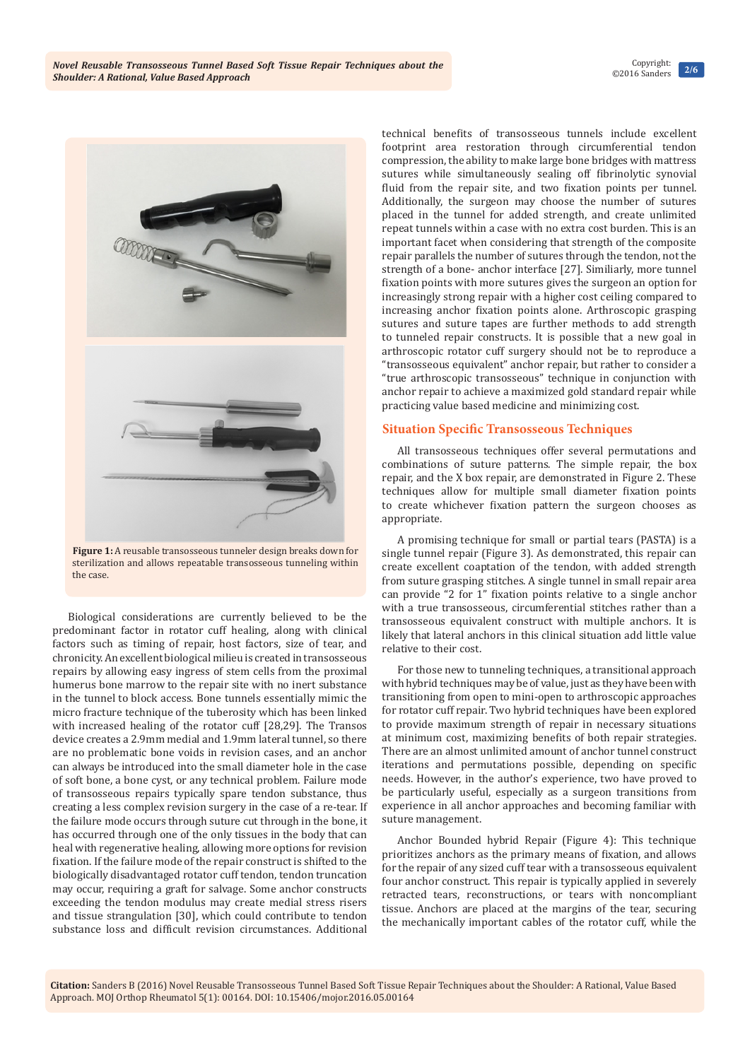**Figure 1:** A reusable transosseous tunneler design breaks down for sterilization and allows repeatable transosseous tunneling within the case.

Biological considerations are currently believed to be the predominant factor in rotator cuff healing, along with clinical factors such as timing of repair, host factors, size of tear, and chronicity. An excellent biological milieu is created in transosseous repairs by allowing easy ingress of stem cells from the proximal humerus bone marrow to the repair site with no inert substance in the tunnel to block access. Bone tunnels essentially mimic the micro fracture technique of the tuberosity which has been linked with increased healing of the rotator cuff [28,29]. The Transos device creates a 2.9mm medial and 1.9mm lateral tunnel, so there are no problematic bone voids in revision cases, and an anchor can always be introduced into the small diameter hole in the case of soft bone, a bone cyst, or any technical problem. Failure mode of transosseous repairs typically spare tendon substance, thus creating a less complex revision surgery in the case of a re-tear. If the failure mode occurs through suture cut through in the bone, it has occurred through one of the only tissues in the body that can heal with regenerative healing, allowing more options for revision fixation. If the failure mode of the repair construct is shifted to the biologically disadvantaged rotator cuff tendon, tendon truncation may occur, requiring a graft for salvage. Some anchor constructs exceeding the tendon modulus may create medial stress risers and tissue strangulation [30], which could contribute to tendon substance loss and difficult revision circumstances. Additional technical benefits of transosseous tunnels include excellent footprint area restoration through circumferential tendon compression, the ability to make large bone bridges with mattress sutures while simultaneously sealing off fibrinolytic synovial fluid from the repair site, and two fixation points per tunnel. Additionally, the surgeon may choose the number of sutures placed in the tunnel for added strength, and create unlimited repeat tunnels within a case with no extra cost burden. This is an important facet when considering that strength of the composite repair parallels the number of sutures through the tendon, not the strength of a bone- anchor interface [27]. Similiarly, more tunnel fixation points with more sutures gives the surgeon an option for increasingly strong repair with a higher cost ceiling compared to increasing anchor fixation points alone. Arthroscopic grasping sutures and suture tapes are further methods to add strength to tunneled repair constructs. It is possible that a new goal in arthroscopic rotator cuff surgery should not be to reproduce a "transosseous equivalent" anchor repair, but rather to consider a "true arthroscopic transosseous" technique in conjunction with anchor repair to achieve a maximized gold standard repair while practicing value based medicine and minimizing cost.

## Situation Specific Transosseous Techniques

All transosseous techniques offer several permutations and combinations of suture patterns. The simple repair, the box repair, and the X box repair, are demonstrated in Figure 2. These techniques allow for multiple small diameter fixation points to create whichever fixation pattern the surgeon chooses as appropriate.

A promising technique for small or partial tears (PASTA) is a single tunnel repair (Figure 3). As demonstrated, this repair can create excellent coaptation of the tendon, with added strength from suture grasping stitches. A single tunnel in small repair area can provide "2 for 1" fixation points relative to a single anchor with a true transosseous, circumferential stitches rather than a transosseous equivalent construct with multiple anchors. It is likely that lateral anchors in this clinical situation add little value relative to their cost.

For those new to tunneling techniques, a transitional approach with hybrid techniques may be of value, just as they have been with transitioning from open to mini-open to arthroscopic approaches for rotator cuff repair. Two hybrid techniques have been explored to provide maximum strength of repair in necessary situations at minimum cost, maximizing benefits of both repair strategies. There are an almost unlimited amount of anchor tunnel construct iterations and permutations possible, depending on specific needs. However, in the author's experience, two have proved to be particularly useful, especially as a surgeon transitions from experience in all anchor approaches and becoming familiar with suture management.

Anchor Bounded hybrid Repair (Figure 4): This technique prioritizes anchors as the primary means of fixation, and allows for the repair of any sized cuff tear with a transosseous equivalent four anchor construct. This repair is typically applied in severely retracted tears, reconstructions, or tears with noncompliant tissue. Anchors are placed at the margins of the tear, securing the mechanically important cables of the rotator cuff, while the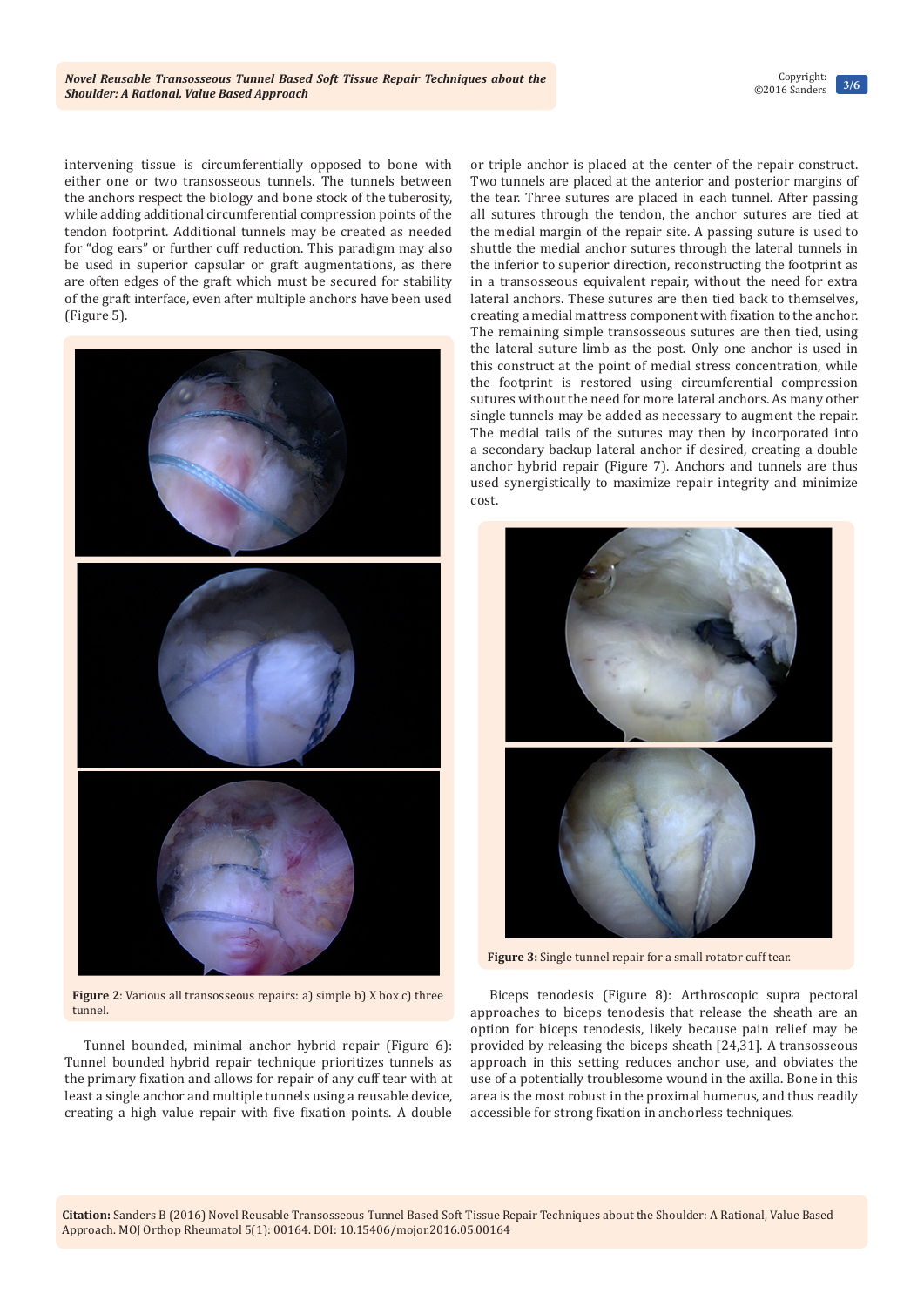intervening tissue is circumferentially opposed to bone with either one or two transosseous tunnels. The tunnels between the anchors respect the biology and bone stock of the tuberosity, while adding additional circumferential compression points of the tendon footprint. Additional tunnels may be created as needed for "dog ears" or further cuff reduction. This paradigm may also be used in superior capsular or graft augmentations, as there are often edges of the graft which must be secured for stability of the graft interface, even after multiple anchors have been used (Figure 5).

**Figure 2**: Various all transosseous repairs: a) simple b) X box c) three tunnel.

Tunnel bounded, minimal anchor hybrid repair (Figure 6): Tunnel bounded hybrid repair technique prioritizes tunnels as the primary fixation and allows for repair of any cuff tear with at least a single anchor and multiple tunnels using a reusable device, creating a high value repair with five fixation points. A double or triple anchor is placed at the center of the repair construct. Two tunnels are placed at the anterior and posterior margins of the tear. Three sutures are placed in each tunnel. After passing all sutures through the tendon, the anchor sutures are tied at the medial margin of the repair site. A passing suture is used to shuttle the medial anchor sutures through the lateral tunnels in the inferior to superior direction, reconstructing the footprint as in a transosseous equivalent repair, without the need for extra lateral anchors. These sutures are then tied back to themselves, creating a medial mattress component with fixation to the anchor. The remaining simple transosseous sutures are then tied, using the lateral suture limb as the post. Only one anchor is used in this construct at the point of medial stress concentration, while the footprint is restored using circumferential compression sutures without the need for more lateral anchors. As many other single tunnels may be added as necessary to augment the repair. The medial tails of the sutures may then by incorporated into a secondary backup lateral anchor if desired, creating a double anchor hybrid repair (Figure 7). Anchors and tunnels are thus used synergistically to maximize repair integrity and minimize cost.

**Figure 3:** Single tunnel repair for a small rotator cuff tear.

Biceps tenodesis (Figure 8): Arthroscopic supra pectoral approaches to biceps tenodesis that release the sheath are an option for biceps tenodesis, likely because pain relief may be provided by releasing the biceps sheath [24,31]. A transosseous approach in this setting reduces anchor use, and obviates the use of a potentially troublesome wound in the axilla. Bone in this area is the most robust in the proximal humerus, and thus readily accessible for strong fixation in anchorless techniques.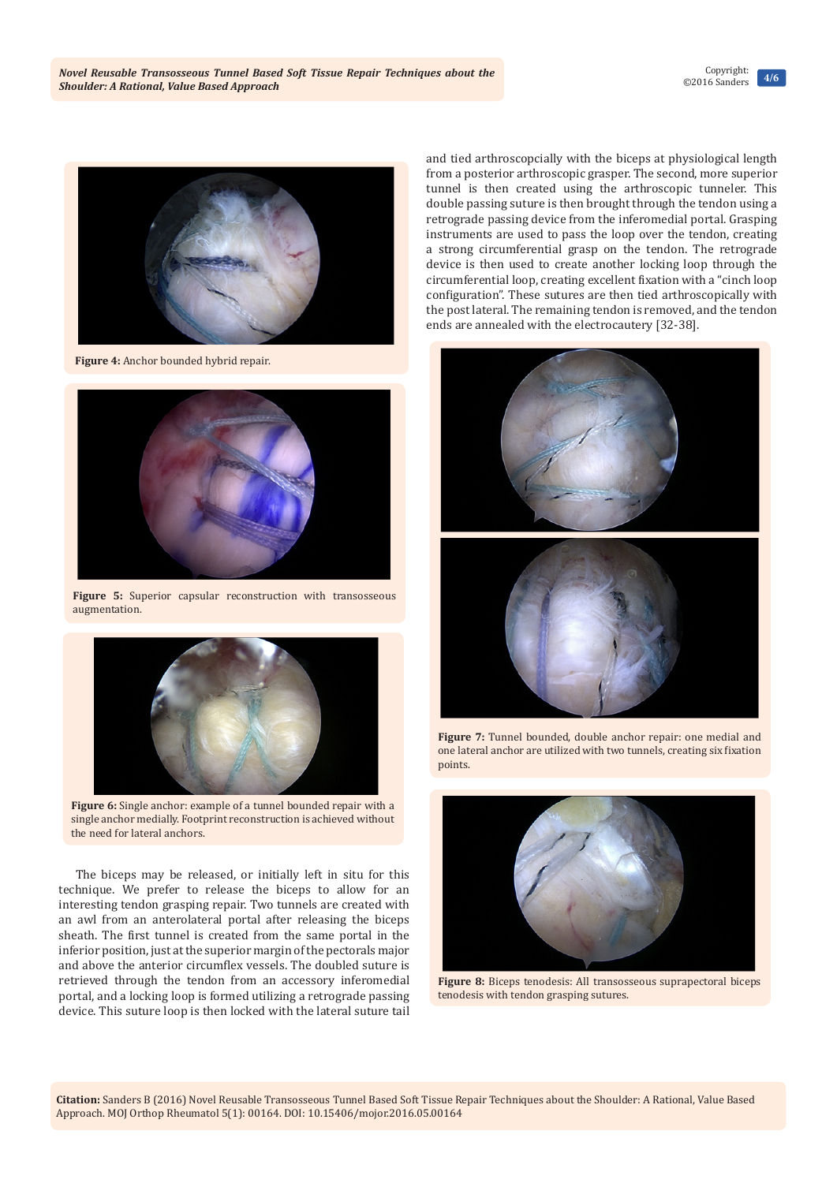**Figure 4:** Anchor bounded hybrid repair.

**Figure 5:** Superior capsular reconstruction with transosseous augmentation.

**Figure 6:** Single anchor: example of a tunnel bounded repair with a single anchor medially. Footprint reconstruction is achieved without the need for lateral anchors.

The biceps may be released, or initially left in situ for this technique. We prefer to release the biceps to allow for an interesting tendon grasping repair. Two tunnels are created with an awl from an anterolateral portal after releasing the biceps sheath. The first tunnel is created from the same portal in the inferior position, just at the superior margin of the pectorals major and above the anterior circumflex vessels. The doubled suture is retrieved through the tendon from an accessory inferomedial portal, and a locking loop is formed utilizing a retrograde passing device. This suture loop is then locked with the lateral suture tail and tied arthroscopcially with the biceps at physiological length from a posterior arthroscopic grasper. The second, more superior tunnel is then created using the arthroscopic tunneler. This double passing suture is then brought through the tendon using a retrograde passing device from the inferomedial portal. Grasping instruments are used to pass the loop over the tendon, creating a strong circumferential grasp on the tendon. The retrograde device is then used to create another locking loop through the circumferential loop, creating excellent fixation with a "cinch loop configuration". These sutures are then tied arthroscopically with the post lateral. The remaining tendon is removed, and the tendon ends are annealed with the electrocautery [32-38].

**Figure 7:** Tunnel bounded, double anchor repair: one medial and one lateral anchor are utilized with two tunnels, creating six fixation points.

**Figure 8:** Biceps tenodesis: All transosseous suprapectoral biceps tenodesis with tendon grasping sutures.

**Citation:** Sanders B (2016) Novel Reusable Transosseous Tunnel Based Soft Tissue Repair Techniques about the Shoulder: A Rational, Value Based Approach. MOJ Orthop Rheumatol 5(1): 00164. DOI: 10.15406/mojor.2016.05.00164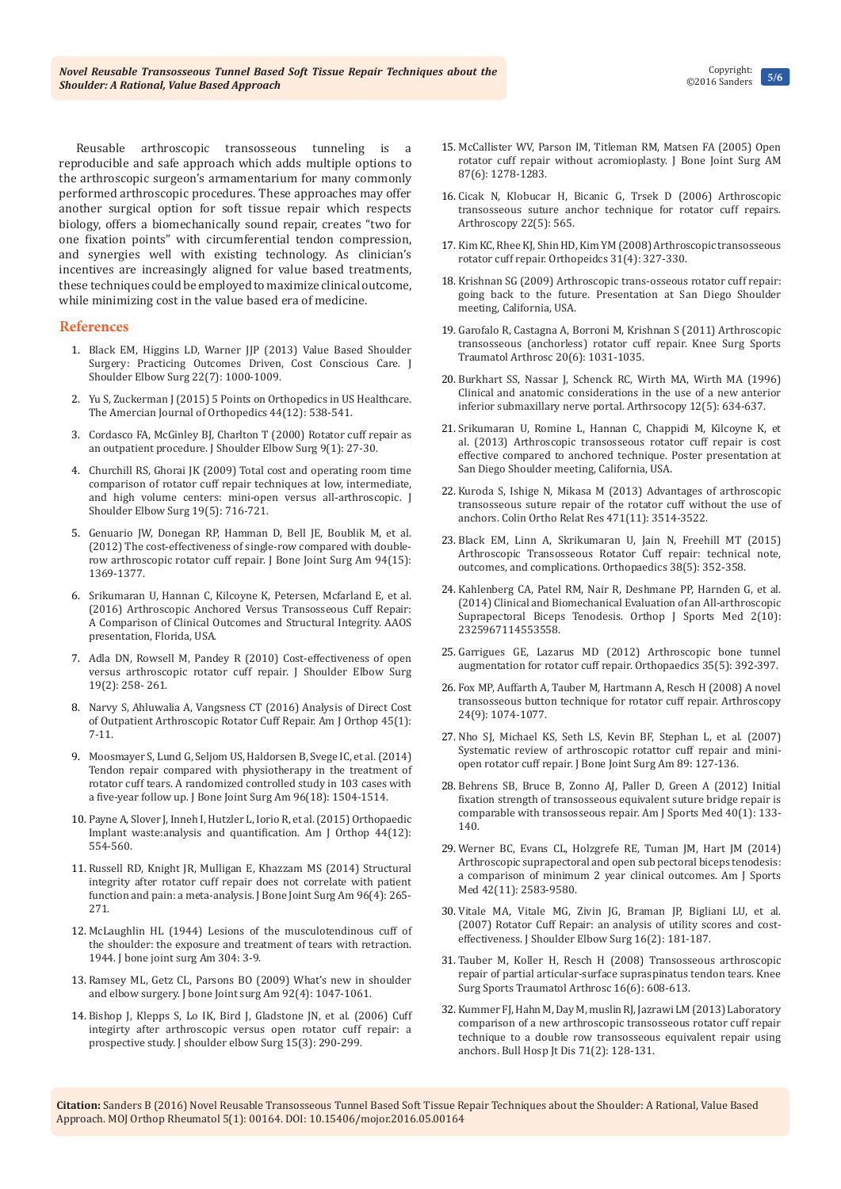Reusable arthroscopic transosseous tunneling is a reproducible and safe approach which adds multiple options to the arthroscopic surgeon's armamentarium for many commonly performed arthroscopic procedures. These approaches may offer another surgical option for soft tissue repair which respects biology, offers a biomechanically sound repair, creates "two for one fixation points" with circumferential tendon compression, and synergies well with existing technology. As clinician's incentives are increasingly aligned for value based treatments, these techniques could be employed to maximize clinical outcome, while minimizing cost in the value based era of medicine.

## References

1. Black EM, Higgins LD, Warner JJP (2013) Value Based Shoulder Surgery: Practicing Outcomes Driven, Cost Conscious Care. J Shoulder Elbow Surg 22(7): 1000-1009.
2. Yu S, Zuckerman J (2015) 5 Points on Orthopedics in US Healthcare. The Amercian Journal of Orthopedics 44(12): 538-541.
3. Cordasco FA, McGinley BJ, Charlton T (2000) Rotator cuff repair as an outpatient procedure. J Shoulder Elbow Surg 9(1): 27-30.
4. Churchill RS, Ghorai JK (2009) Total cost and operating room time comparison of rotator cuff repair techniques at low, intermediate, and high volume centers: mini-open versus all-arthroscopic. J Shoulder Elbow Surg 19(5): 716-721.
5. Genuario JW, Donegan RP, Hamman D, Bell JE, Boublik M, et al. (2012) The cost-effectiveness of single-row compared with double-row arthroscopic rotator cuff repair. J Bone Joint Surg Am 94(15): 1369-1377.
6. Srikumaran U, Hannan C, Kilcoyne K, Petersen, Mcfarland E, et al. (2016) Arthroscopic Anchored Versus Transosseous Cuff Repair: A Comparison of Clinical Outcomes and Structural Integrity. AAOS presentation, Florida, USA.
7. Adla DN, Rowsell M, Pandey R (2010) Cost-effectiveness of open versus arthroscopic rotator cuff repair. J Shoulder Elbow Surg 19(2): 258- 261.
8. Narvy S, Ahluwalia A, Vangsness CT (2016) Analysis of Direct Cost of Outpatient Arthroscopic Rotator Cuff Repair. Am J Orthop 45(1): 7-11.
9. Moosmayer S, Lund G, Seljom US, Haldorsen B, Svege IC, et al. (2014) Tendon repair compared with physiotherapy in the treatment of rotator cuff tears. A randomized controlled study in 103 cases with a five-year follow up. J Bone Joint Surg Am 96(18): 1504-1514.
10. Payne A, Slover J, Inneh I, Hutzler L, Iorio R, et al. (2015) Orthopaedic Implant waste:analysis and quantification. Am J Orthop 44(12): 554-560.
11. Russell RD, Knight JR, Mulligan E, Khazzam MS (2014) Structural integrity after rotator cuff repair does not correlate with patient function and pain: a meta-analysis. J Bone Joint Surg Am 96(4): 265-271.
12. McLaughlin HL (1944) Lesions of the musculotendinous cuff of the shoulder: the exposure and treatment of tears with retraction. 1944. J bone joint surg Am 304: 3-9.
13. Ramsey ML, Getz CL, Parsons BO (2009) What's new in shoulder and elbow surgery. J bone Joint surg Am 92(4): 1047-1061.
14. Bishop J, Klepps S, Lo IK, Bird J, Gladstone JN, et al. (2006) Cuff integirty after arthroscopic versus open rotator cuff repair: a prospective study. J shoulder elbow Surg 15(3): 290-299.
15. McCallister WV, Parson IM, Titleman RM, Matsen FA (2005) Open rotator cuff repair without acromioplasty. J Bone Joint Surg AM 87(6): 1278-1283.
16. Cicak N, Klobucar H, Bicanic G, Trsek D (2006) Arthroscopic transosseous suture anchor technique for rotator cuff repairs. Arthroscopy 22(5): 565.
17. Kim KC, Rhee KJ, Shin HD, Kim YM (2008) Arthroscopic transosseous rotator cuff repair. Orthopeidcs 31(4): 327-330.
18. Krishnan SG (2009) Arthroscopic trans-osseous rotator cuff repair: going back to the future. Presentation at San Diego Shoulder meeting, California, USA.
19. Garofalo R, Castagna A, Borroni M, Krishnan S (2011) Arthroscopic transosseous (anchorless) rotator cuff repair. Knee Surg Sports Traumatol Arthrosc 20(6): 1031-1035.
20. Burkhart SS, Nassar J, Schenck RC, Wirth MA, Wirth MA (1996) Clinical and anatomic considerations in the use of a new anterior inferior submaxillary nerve portal. Arthrsocopy 12(5): 634-637.
21. Srikumaran U, Romine L, Hannan C, Chappidi M, Kilcoyne K, et al. (2013) Arthroscopic transosseous rotator cuff repair is cost effective compared to anchored technique. Poster presentation at San Diego Shoulder meeting, California, USA.
22. Kuroda S, Ishige N, Mikasa M (2013) Advantages of arthroscopic transosseous suture repair of the rotator cuff without the use of anchors. Colin Ortho Relat Res 471(11): 3514-3522.
23. Black EM, Linn A, Skrikumaran U, Jain N, Freehill MT (2015) Arthroscopic Transosseous Rotator Cuff repair: technical note, outcomes, and complications. Orthopaedics 38(5): 352-358.
24. Kahlenberg CA, Patel RM, Nair R, Deshmane PP, Harnden G, et al. (2014) Clinical and Biomechanical Evaluation of an All-arthroscopic Suprapectoral Biceps Tenodesis. Orthop J Sports Med 2(10): 2325967114553558.
25. Garrigues GE, Lazarus MD (2012) Arthroscopic bone tunnel augmentation for rotator cuff repair. Orthopaedics 35(5): 392-397.
26. Fox MP, Auffarth A, Tauber M, Hartmann A, Resch H (2008) A novel transosseous button technique for rotator cuff repair. Arthroscopy 24(9): 1074-1077.
27. Nho SJ, Michael KS, Seth LS, Kevin BF, Stephan L, et al. (2007) Systematic review of arthroscopic rotattor cuff repair and mini-open rotator cuff repair. J Bone Joint Surg Am 89: 127-136.
28. Behrens SB, Bruce B, Zonno AJ, Paller D, Green A (2012) Initial fixation strength of transosseous equivalent suture bridge repair is comparable with transosseous repair. Am J Sports Med 40(1): 133-140.
29. Werner BC, Evans CL, Holzgrefe RE, Tuman JM, Hart JM (2014) Arthroscopic suprapectoral and open sub pectoral biceps tenodesis: a comparison of minimum 2 year clinical outcomes. Am J Sports Med 42(11): 2583-9580.
30. Vitale MA, Vitale MG, Zivin JG, Braman JP, Bigliani LU, et al. (2007) Rotator Cuff Repair: an analysis of utility scores and cost-effectiveness. J Shoulder Elbow Surg 16(2): 181-187.
31. Tauber M, Koller H, Resch H (2008) Transosseous arthroscopic repair of partial articular-surface supraspinatus tendon tears. Knee Surg Sports Traumatol Arthrosc 16(6): 608-613.
32. Kummer FJ, Hahn M, Day M, muslin RJ, Jazrawi LM (2013) Laboratory comparison of a new arthroscopic transosseous rotator cuff repair technique to a double row transosseous equivalent repair using anchors. Bull Hosp Jt Dis 71(2): 128-131.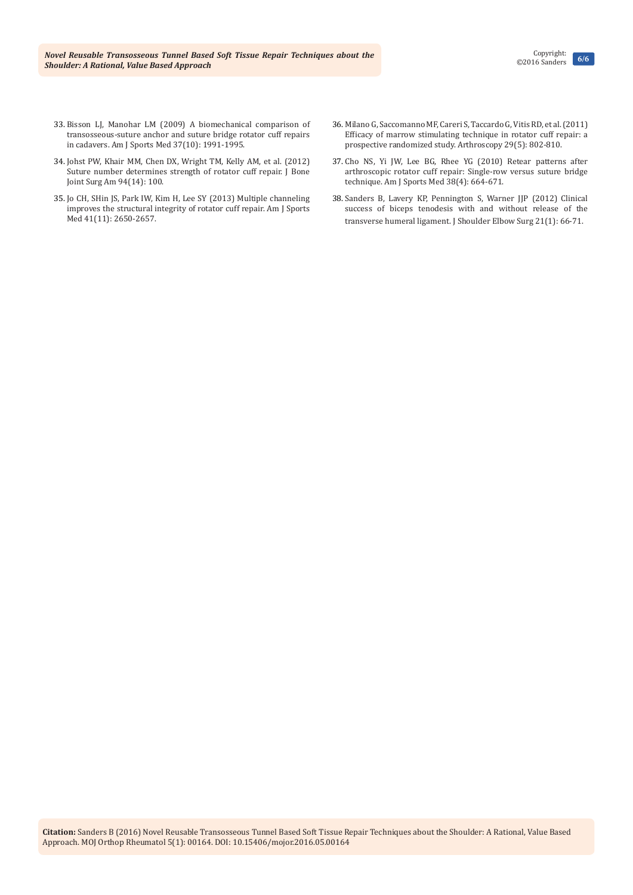33. Bisson LJ, Manohar LM (2009) A biomechanical comparison of transosseous-suture anchor and suture bridge rotator cuff repairs in cadavers. Am J Sports Med 37(10): 1991-1995.
34. Johst PW, Khair MM, Chen DX, Wright TM, Kelly AM, et al. (2012) Suture number determines strength of rotator cuff repair. J Bone Joint Surg Am 94(14): 100.
35. Jo CH, SHin JS, Park IW, Kim H, Lee SY (2013) Multiple channeling improves the structural integrity of rotator cuff repair. Am J Sports Med 41(11): 2650-2657.
36. Milano G, Saccomanno MF, Careri S, Taccardo G, Vitis RD, et al. (2011) Efficacy of marrow stimulating technique in rotator cuff repair: a prospective randomized study. Arthroscopy 29(5): 802-810.
37. Cho NS, Yi JW, Lee BG, Rhee YG (2010) Retear patterns after arthroscopic rotator cuff repair: Single-row versus suture bridge technique. Am J Sports Med 38(4): 664-671.
38. Sanders B, Lavery KP, Pennington S, Warner JJP (2012) Clinical success of biceps tenodesis with and without release of the transverse humeral ligament. J Shoulder Elbow Surg 21(1): 66-71.